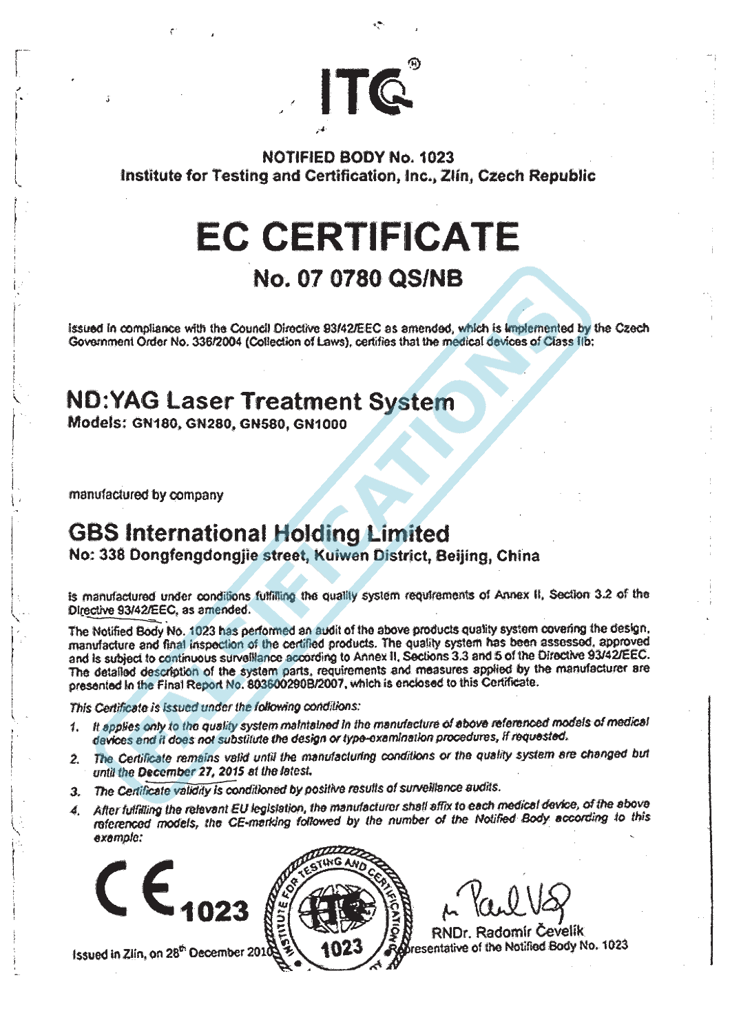# ITC®

**NOTIFIED BODY No. 1023**
**Institute for Testing and Certification, Inc., Zlín, Czech Republic**

# EC CERTIFICATE

## No. 07 0780 QS/NB

Issued in compliance with the Council Directive 93/42/EEC as amended, which is implemented by the Czech Government Order No. 336/2004 (Collection of Laws), certifies that the medical devices of Class IIb:

## ND:YAG Laser Treatment System

**Models: GN180, GN280, GN580, GN1000**

manufactured by company

## GBS International Holding Limited

**No: 338 Dongfengdongjie street, Kuiwen District, Beijing, China**

is manufactured under conditions fulfilling the quality system requirements of Annex II, Section 3.2 of the Directive 93/42/EEC, as amended.

The Notified Body No. 1023 has performed an audit of the above products quality system covering the design, manufacture and final inspection of the certified products. The quality system has been assessed, approved and is subject to continuous surveillance according to Annex II, Sections 3.3 and 5 of the Directive 93/42/EEC. The detailed description of the system parts, requirements and measures applied by the manufacturer are presented in the Final Report No. 803600290B/2007, which is enclosed to this Certificate.

*This Certificate is issued under the following conditions:*

1. *It applies only to the quality system maintained in the manufacture of above referenced models of medical devices and it does not substitute the design or type-examination procedures, if requested.*
2. *The Certificate remains valid until the manufacturing conditions or the quality system are changed but until the **December 27, 2015** at the latest.*
3. *The Certificate validity is conditioned by positive results of surveillance audits.*
4. *After fulfilling the relevant EU legislation, the manufacturer shall affix to each medical device, of the above referenced models, the CE-marking followed by the number of the Notified Body according to this example:*

**CE 1023**

Issued in Zlín, on 28th December 2010

RNDr. Radomír Čevelík
Representative of the Notified Body No. 1023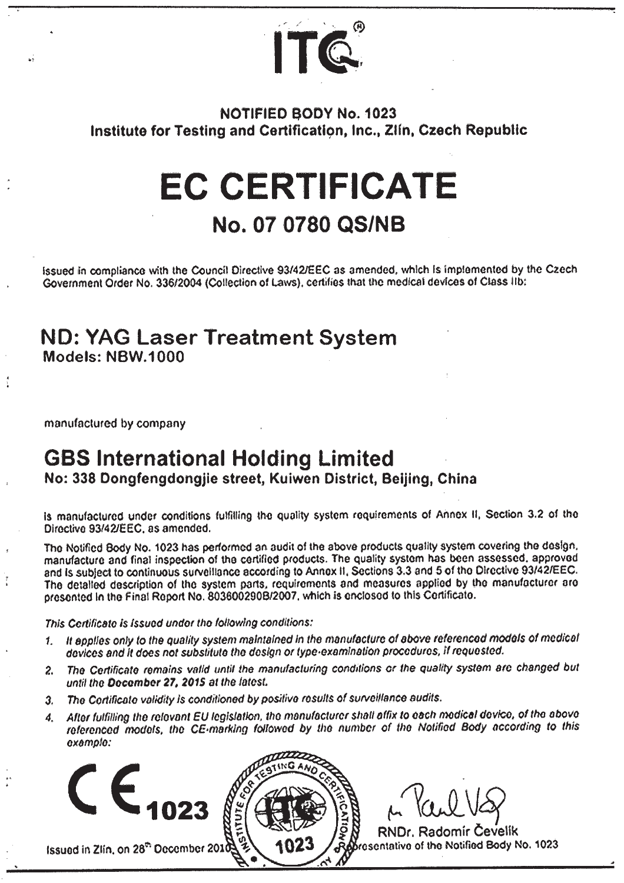ITC®

**NOTIFIED BODY No. 1023**
**Institute for Testing and Certification, Inc., Zlín, Czech Republic**

# EC CERTIFICATE

## No. 07 0780 QS/NB

Issued in compliance with the Council Directive 93/42/EEC as amended, which is implemented by the Czech Government Order No. 336/2004 (Collection of Laws), certifies that the medical devices of Class IIb:

## ND: YAG Laser Treatment System

**Models: NBW.1000**

manufactured by company

## GBS International Holding Limited

**No: 338 Dongfengdongjie street, Kuiwen District, Beijing, China**

is manufactured under conditions fulfilling the quality system requirements of Annex II, Section 3.2 of the Directive 93/42/EEC, as amended.

The Notified Body No. 1023 has performed an audit of the above products quality system covering the design, manufacture and final inspection of the certified products. The quality system has been assessed, approved and is subject to continuous surveillance according to Annex II, Sections 3.3 and 5 of the Directive 93/42/EEC. The detailed description of the system parts, requirements and measures applied by the manufacturer are presented in the Final Report No. 803600290B/2007, which is enclosed to this Certificate.

*This Certificate is issued under the following conditions:*

1. *It applies only to the quality system maintained in the manufacture of above referenced models of medical devices and it does not substitute the design or type-examination procedures, if requested.*
2. *The Certificate remains valid until the manufacturing conditions or the quality system are changed but until the* ***December 27, 2015*** *at the latest.*
3. *The Certificate validity is conditioned by positive results of surveillance audits.*
4. *After fulfilling the relevant EU legislation, the manufacturer shall affix to each medical device, of the above referenced models, the CE-marking followed by the number of the Notified Body according to this example:*

**CE 1023**

INSTITUTE FOR TESTING AND CERTIFICATION ITC 1023

Issued in Zlín, on 28th December 2010

RNDr. Radomír Čevelík
Representative of the Notified Body No. 1023